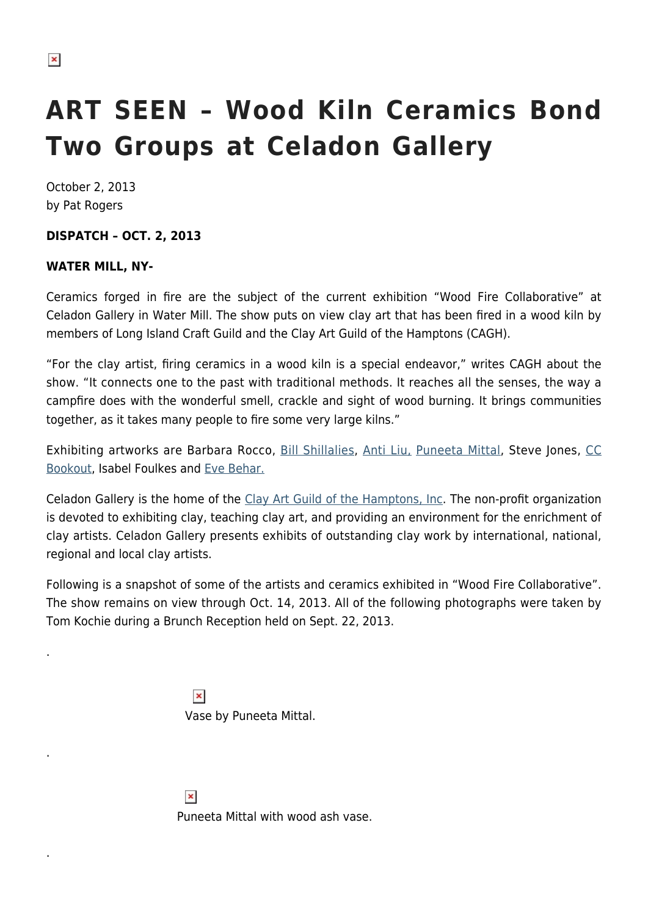# ART SEEN – Wood Kiln Ceramics Bond Two Groups at Celadon Gallery

October 2, 2013
by Pat Rogers

**DISPATCH – OCT. 2, 2013**

**WATER MILL, NY-**

Ceramics forged in fire are the subject of the current exhibition "Wood Fire Collaborative" at Celadon Gallery in Water Mill. The show puts on view clay art that has been fired in a wood kiln by members of Long Island Craft Guild and the Clay Art Guild of the Hamptons (CAGH).

"For the clay artist, firing ceramics in a wood kiln is a special endeavor," writes CAGH about the show. "It connects one to the past with traditional methods. It reaches all the senses, the way a campfire does with the wonderful smell, crackle and sight of wood burning. It brings communities together, as it takes many people to fire some very large kilns."

Exhibiting artworks are Barbara Rocco, Bill Shillalies, Anti Liu, Puneeta Mittal, Steve Jones, CC Bookout, Isabel Foulkes and Eve Behar.

Celadon Gallery is the home of the Clay Art Guild of the Hamptons, Inc. The non-profit organization is devoted to exhibiting clay, teaching clay art, and providing an environment for the enrichment of clay artists. Celadon Gallery presents exhibits of outstanding clay work by international, national, regional and local clay artists.

Following is a snapshot of some of the artists and ceramics exhibited in "Wood Fire Collaborative". The show remains on view through Oct. 14, 2013. All of the following photographs were taken by Tom Kochie during a Brunch Reception held on Sept. 22, 2013.

.

Vase by Puneeta Mittal.

.

Puneeta Mittal with wood ash vase.

.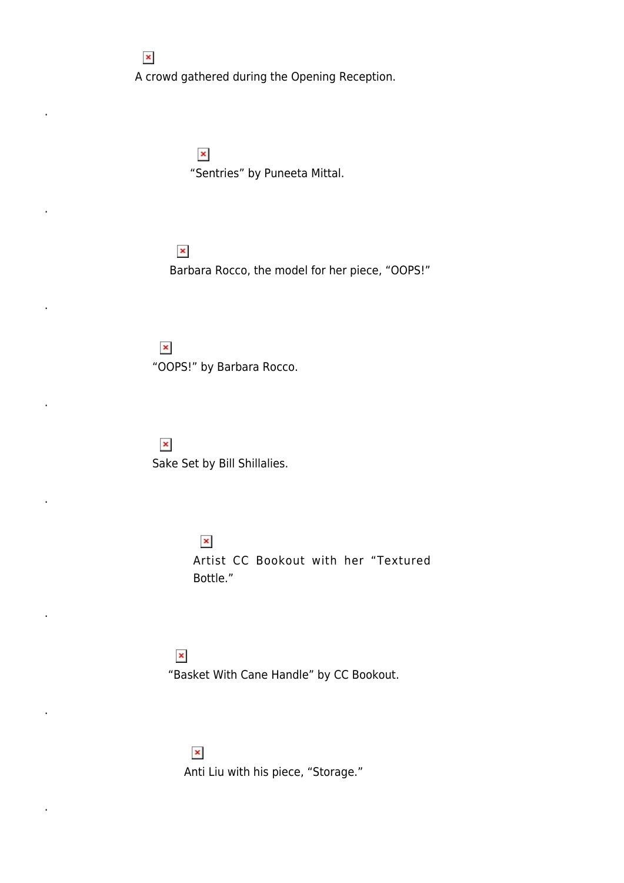A crowd gathered during the Opening Reception.

.

“Sentries” by Puneeta Mittal.

.

Barbara Rocco, the model for her piece, “OOPS!”

.

“OOPS!” by Barbara Rocco.

.

Sake Set by Bill Shillalies.

.

Artist CC Bookout with her “Textured Bottle.”

.

“Basket With Cane Handle” by CC Bookout.

.

Anti Liu with his piece, “Storage.”

.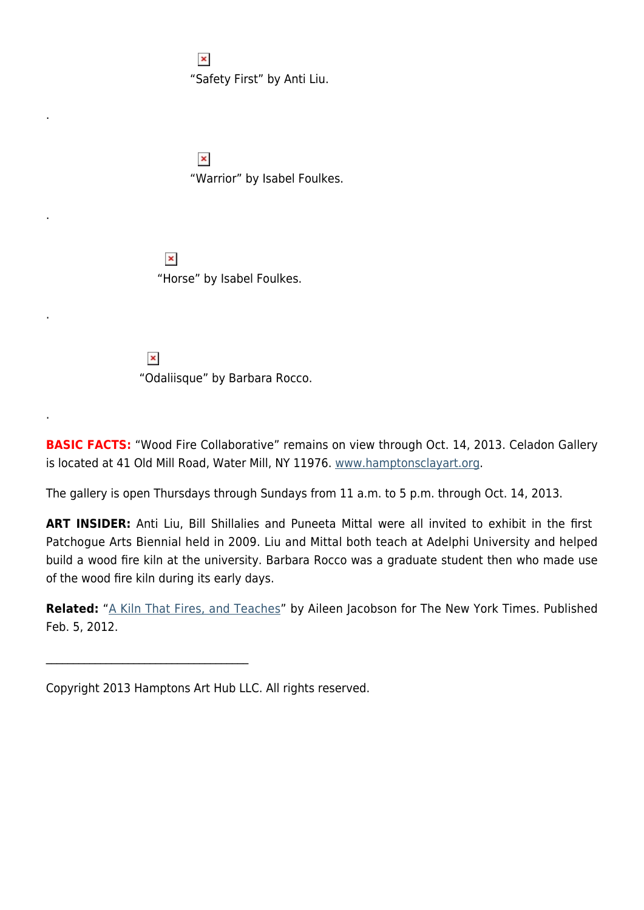"Safety First" by Anti Liu.

.

"Warrior" by Isabel Foulkes.

.

"Horse" by Isabel Foulkes.

.

"Odaliisque" by Barbara Rocco.

.

**BASIC FACTS:** "Wood Fire Collaborative" remains on view through Oct. 14, 2013. Celadon Gallery is located at 41 Old Mill Road, Water Mill, NY 11976. www.hamptonsclayart.org.

The gallery is open Thursdays through Sundays from 11 a.m. to 5 p.m. through Oct. 14, 2013.

**ART INSIDER:** Anti Liu, Bill Shillalies and Puneeta Mittal were all invited to exhibit in the first Patchogue Arts Biennial held in 2009. Liu and Mittal both teach at Adelphi University and helped build a wood fire kiln at the university. Barbara Rocco was a graduate student then who made use of the wood fire kiln during its early days.

**Related:** "A Kiln That Fires, and Teaches" by Aileen Jacobson for The New York Times. Published Feb. 5, 2012.

---

Copyright 2013 Hamptons Art Hub LLC. All rights reserved.